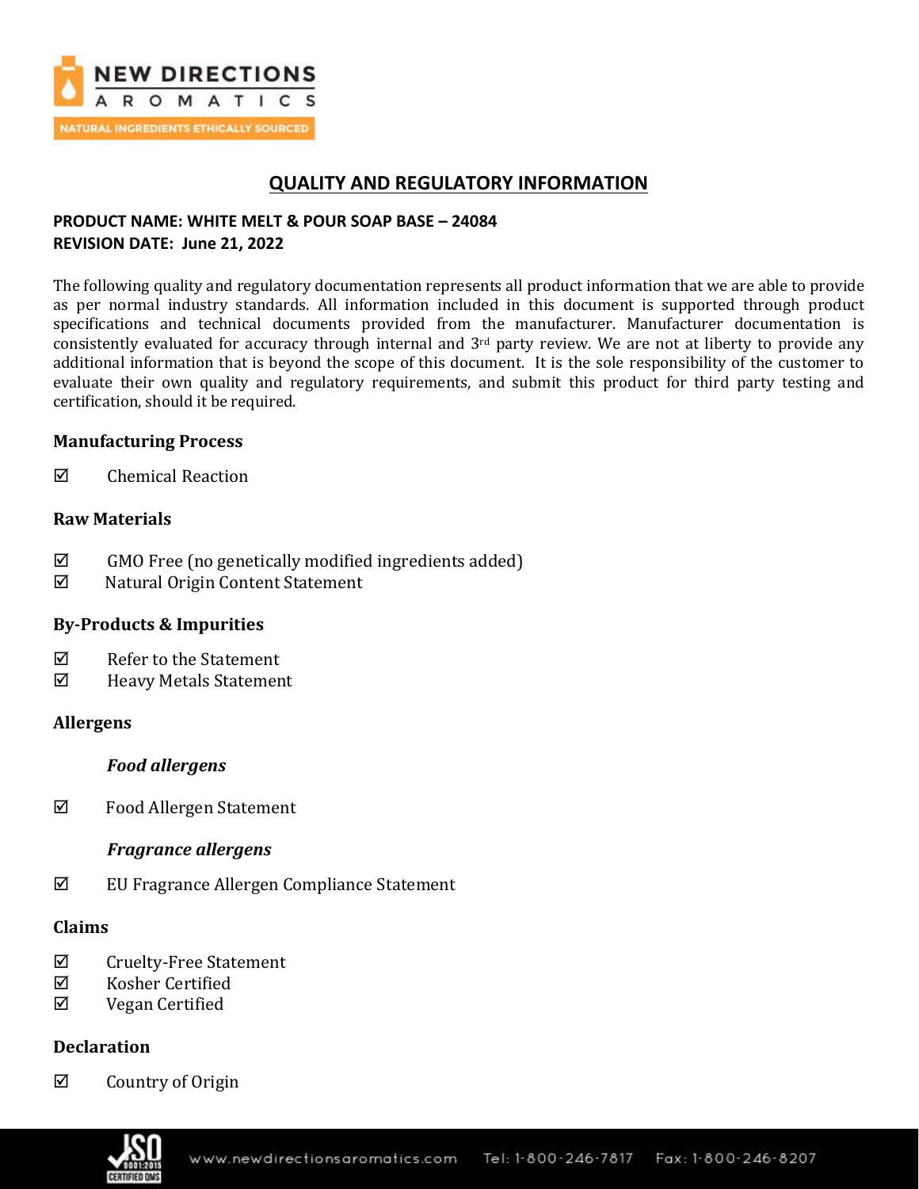# QUALITY AND REGULATORY INFORMATION

**PRODUCT NAME: WHITE MELT & POUR SOAP BASE – 24084**
**REVISION DATE: June 21, 2022**

The following quality and regulatory documentation represents all product information that we are able to provide as per normal industry standards. All information included in this document is supported through product specifications and technical documents provided from the manufacturer. Manufacturer documentation is consistently evaluated for accuracy through internal and 3rd party review. We are not at liberty to provide any additional information that is beyond the scope of this document. It is the sole responsibility of the customer to evaluate their own quality and regulatory requirements, and submit this product for third party testing and certification, should it be required.

## Manufacturing Process

☑ Chemical Reaction

## Raw Materials

☑ GMO Free (no genetically modified ingredients added)
☑ Natural Origin Content Statement

## By-Products & Impurities

☑ Refer to the Statement
☑ Heavy Metals Statement

## Allergens

### *Food allergens*

☑ Food Allergen Statement

### *Fragrance allergens*

☑ EU Fragrance Allergen Compliance Statement

## Claims

☑ Cruelty-Free Statement
☑ Kosher Certified
☑ Vegan Certified

## Declaration

☑ Country of Origin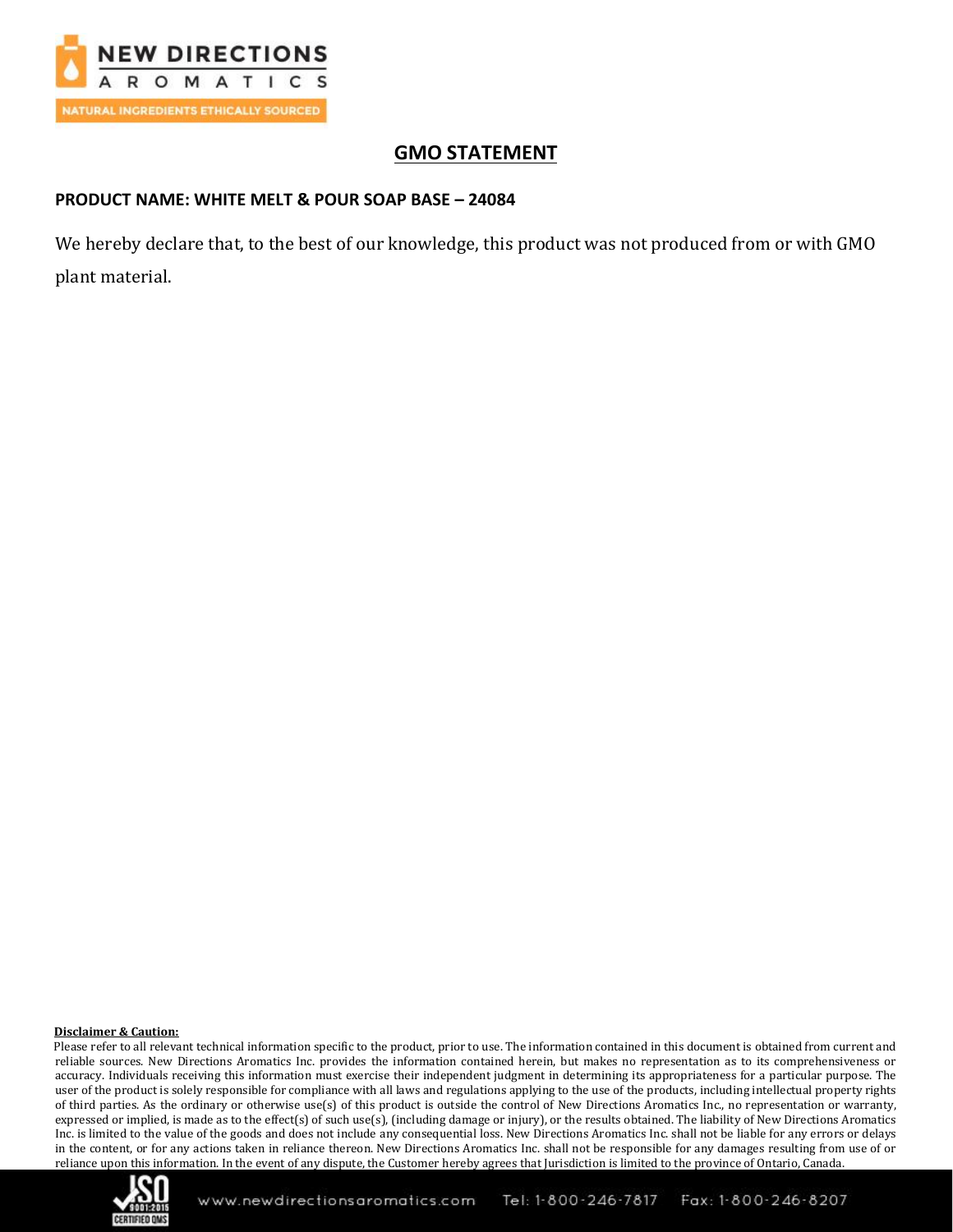## GMO STATEMENT

**PRODUCT NAME: WHITE MELT & POUR SOAP BASE – 24084**

We hereby declare that, to the best of our knowledge, this product was not produced from or with GMO plant material.

**Disclaimer & Caution:**

Please refer to all relevant technical information specific to the product, prior to use. The information contained in this document is obtained from current and reliable sources. New Directions Aromatics Inc. provides the information contained herein, but makes no representation as to its comprehensiveness or accuracy. Individuals receiving this information must exercise their independent judgment in determining its appropriateness for a particular purpose. The user of the product is solely responsible for compliance with all laws and regulations applying to the use of the products, including intellectual property rights of third parties. As the ordinary or otherwise use(s) of this product is outside the control of New Directions Aromatics Inc., no representation or warranty, expressed or implied, is made as to the effect(s) of such use(s), (including damage or injury), or the results obtained. The liability of New Directions Aromatics Inc. is limited to the value of the goods and does not include any consequential loss. New Directions Aromatics Inc. shall not be liable for any errors or delays in the content, or for any actions taken in reliance thereon. New Directions Aromatics Inc. shall not be responsible for any damages resulting from use of or reliance upon this information. In the event of any dispute, the Customer hereby agrees that Jurisdiction is limited to the province of Ontario, Canada.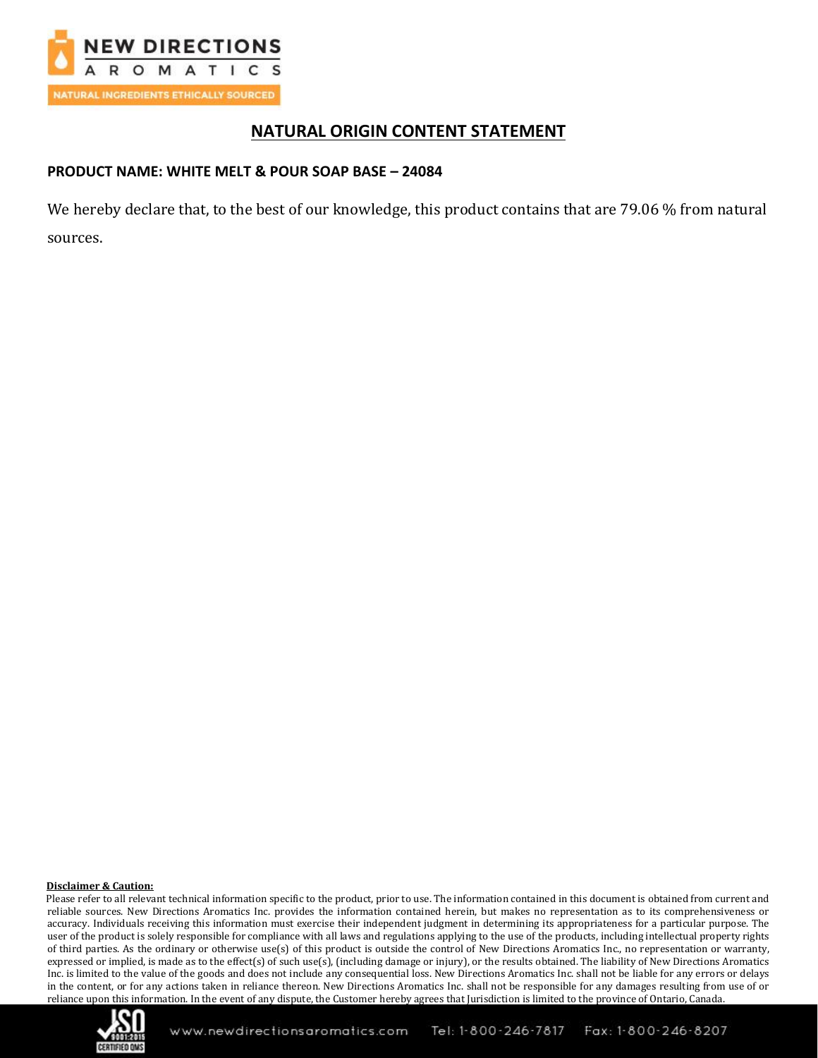# NATURAL ORIGIN CONTENT STATEMENT

**PRODUCT NAME: WHITE MELT & POUR SOAP BASE – 24084**

We hereby declare that, to the best of our knowledge, this product contains that are 79.06 % from natural sources.

**Disclaimer & Caution:**

Please refer to all relevant technical information specific to the product, prior to use. The information contained in this document is obtained from current and reliable sources. New Directions Aromatics Inc. provides the information contained herein, but makes no representation as to its comprehensiveness or accuracy. Individuals receiving this information must exercise their independent judgment in determining its appropriateness for a particular purpose. The user of the product is solely responsible for compliance with all laws and regulations applying to the use of the products, including intellectual property rights of third parties. As the ordinary or otherwise use(s) of this product is outside the control of New Directions Aromatics Inc., no representation or warranty, expressed or implied, is made as to the effect(s) of such use(s), (including damage or injury), or the results obtained. The liability of New Directions Aromatics Inc. is limited to the value of the goods and does not include any consequential loss. New Directions Aromatics Inc. shall not be liable for any errors or delays in the content, or for any actions taken in reliance thereon. New Directions Aromatics Inc. shall not be responsible for any damages resulting from use of or reliance upon this information. In the event of any dispute, the Customer hereby agrees that Jurisdiction is limited to the province of Ontario, Canada.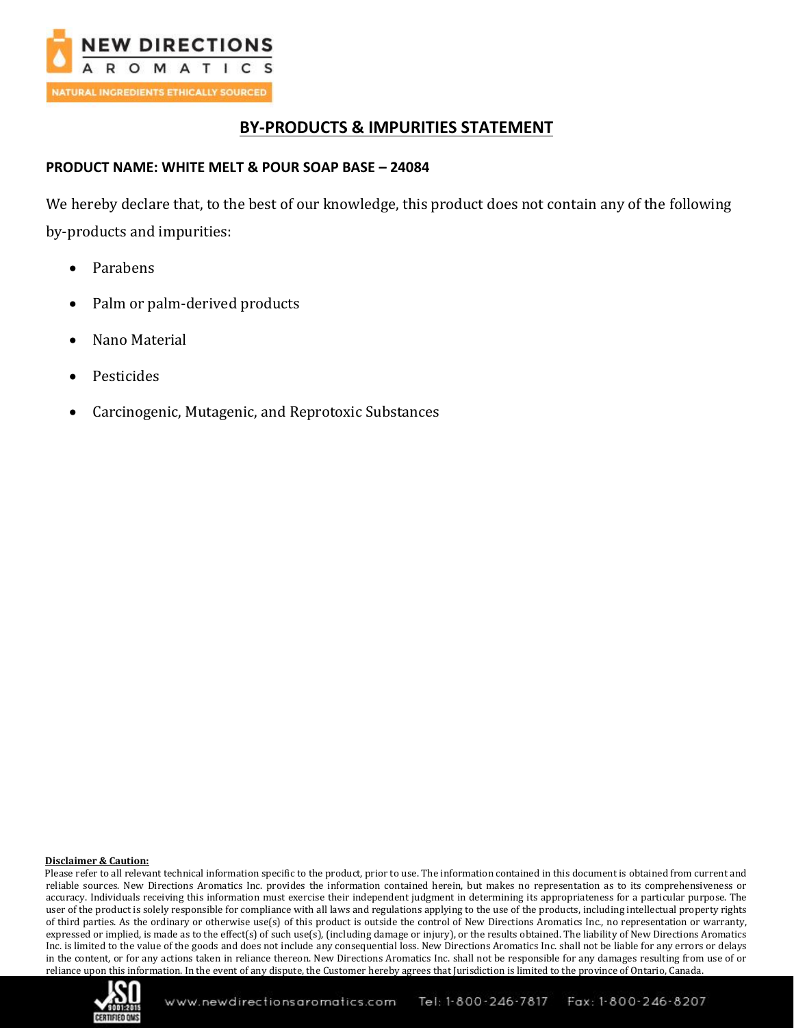# BY-PRODUCTS & IMPURITIES STATEMENT

**PRODUCT NAME: WHITE MELT & POUR SOAP BASE – 24084**

We hereby declare that, to the best of our knowledge, this product does not contain any of the following by-products and impurities:

- Parabens
- Palm or palm-derived products
- Nano Material
- Pesticides
- Carcinogenic, Mutagenic, and Reprotoxic Substances

**Disclaimer & Caution:**

Please refer to all relevant technical information specific to the product, prior to use. The information contained in this document is obtained from current and reliable sources. New Directions Aromatics Inc. provides the information contained herein, but makes no representation as to its comprehensiveness or accuracy. Individuals receiving this information must exercise their independent judgment in determining its appropriateness for a particular purpose. The user of the product is solely responsible for compliance with all laws and regulations applying to the use of the products, including intellectual property rights of third parties. As the ordinary or otherwise use(s) of this product is outside the control of New Directions Aromatics Inc., no representation or warranty, expressed or implied, is made as to the effect(s) of such use(s), (including damage or injury), or the results obtained. The liability of New Directions Aromatics Inc. is limited to the value of the goods and does not include any consequential loss. New Directions Aromatics Inc. shall not be liable for any errors or delays in the content, or for any actions taken in reliance thereon. New Directions Aromatics Inc. shall not be responsible for any damages resulting from use of or reliance upon this information. In the event of any dispute, the Customer hereby agrees that Jurisdiction is limited to the province of Ontario, Canada.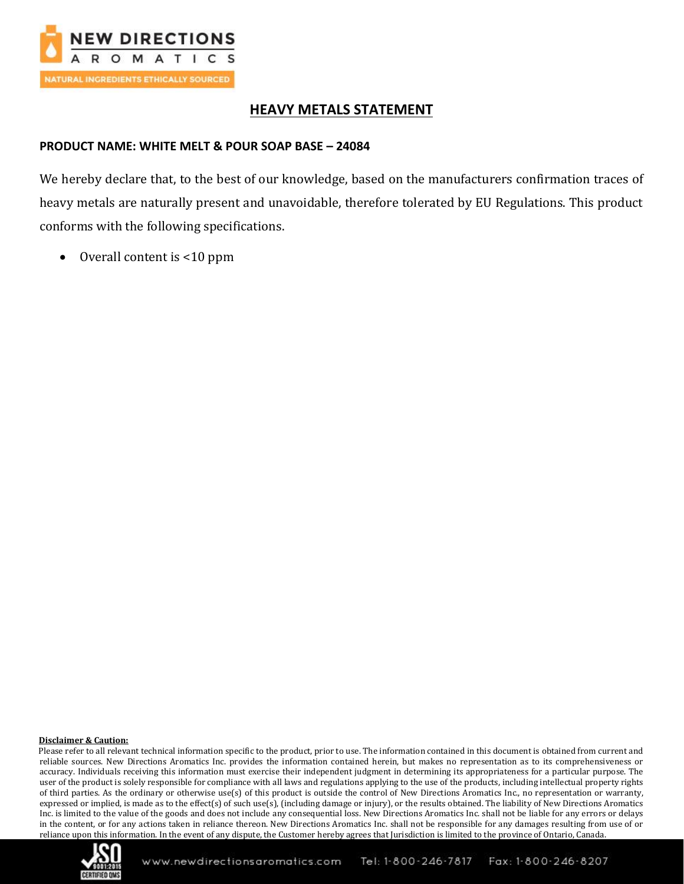# HEAVY METALS STATEMENT

**PRODUCT NAME: WHITE MELT & POUR SOAP BASE – 24084**

We hereby declare that, to the best of our knowledge, based on the manufacturers confirmation traces of heavy metals are naturally present and unavoidable, therefore tolerated by EU Regulations. This product conforms with the following specifications.

- Overall content is <10 ppm

**Disclaimer & Caution:**

Please refer to all relevant technical information specific to the product, prior to use. The information contained in this document is obtained from current and reliable sources. New Directions Aromatics Inc. provides the information contained herein, but makes no representation as to its comprehensiveness or accuracy. Individuals receiving this information must exercise their independent judgment in determining its appropriateness for a particular purpose. The user of the product is solely responsible for compliance with all laws and regulations applying to the use of the products, including intellectual property rights of third parties. As the ordinary or otherwise use(s) of this product is outside the control of New Directions Aromatics Inc., no representation or warranty, expressed or implied, is made as to the effect(s) of such use(s), (including damage or injury), or the results obtained. The liability of New Directions Aromatics Inc. is limited to the value of the goods and does not include any consequential loss. New Directions Aromatics Inc. shall not be liable for any errors or delays in the content, or for any actions taken in reliance thereon. New Directions Aromatics Inc. shall not be responsible for any damages resulting from use of or reliance upon this information. In the event of any dispute, the Customer hereby agrees that Jurisdiction is limited to the province of Ontario, Canada.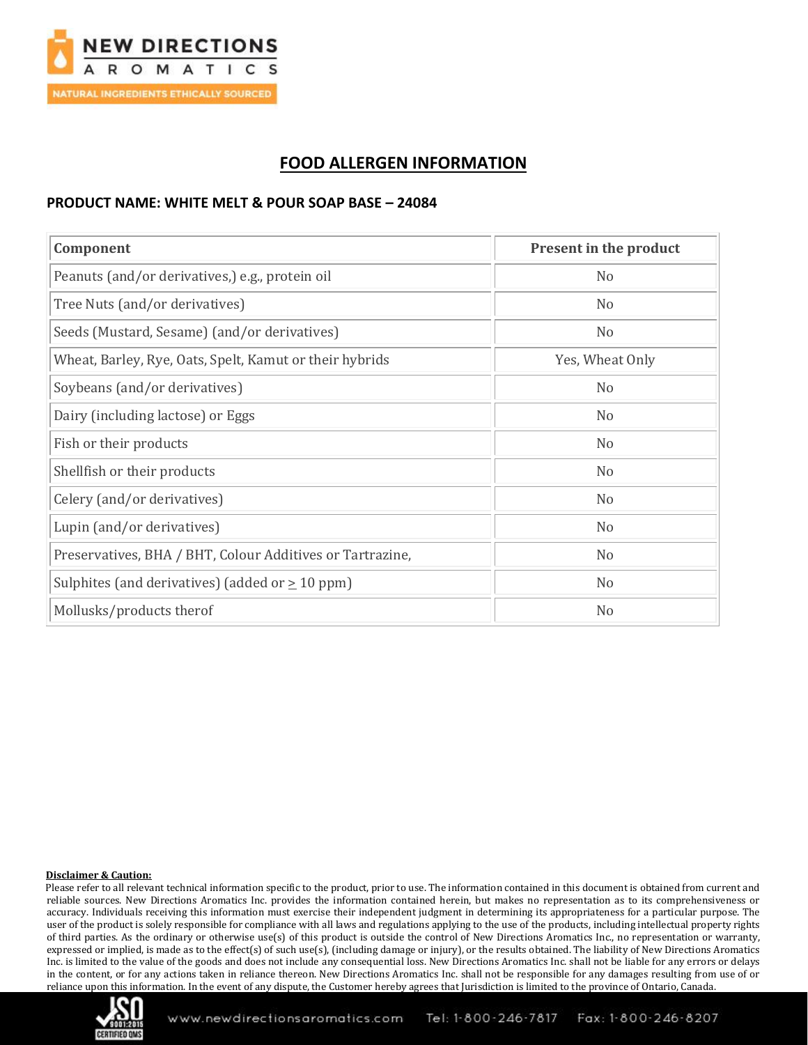# FOOD ALLERGEN INFORMATION

**PRODUCT NAME: WHITE MELT & POUR SOAP BASE – 24084**

| Component | Present in the product |
|---|---|
| Peanuts (and/or derivatives,) e.g., protein oil | No |
| Tree Nuts (and/or derivatives) | No |
| Seeds (Mustard, Sesame) (and/or derivatives) | No |
| Wheat, Barley, Rye, Oats, Spelt, Kamut or their hybrids | Yes, Wheat Only |
| Soybeans (and/or derivatives) | No |
| Dairy (including lactose) or Eggs | No |
| Fish or their products | No |
| Shellfish or their products | No |
| Celery (and/or derivatives) | No |
| Lupin (and/or derivatives) | No |
| Preservatives, BHA / BHT, Colour Additives or Tartrazine, | No |
| Sulphites (and derivatives) (added or ≥ 10 ppm) | No |
| Mollusks/products therof | No |

**Disclaimer & Caution:**

Please refer to all relevant technical information specific to the product, prior to use. The information contained in this document is obtained from current and reliable sources. New Directions Aromatics Inc. provides the information contained herein, but makes no representation as to its comprehensiveness or accuracy. Individuals receiving this information must exercise their independent judgment in determining its appropriateness for a particular purpose. The user of the product is solely responsible for compliance with all laws and regulations applying to the use of the products, including intellectual property rights of third parties. As the ordinary or otherwise use(s) of this product is outside the control of New Directions Aromatics Inc., no representation or warranty, expressed or implied, is made as to the effect(s) of such use(s), (including damage or injury), or the results obtained. The liability of New Directions Aromatics Inc. is limited to the value of the goods and does not include any consequential loss. New Directions Aromatics Inc. shall not be liable for any errors or delays in the content, or for any actions taken in reliance thereon. New Directions Aromatics Inc. shall not be responsible for any damages resulting from use of or reliance upon this information. In the event of any dispute, the Customer hereby agrees that Jurisdiction is limited to the province of Ontario, Canada.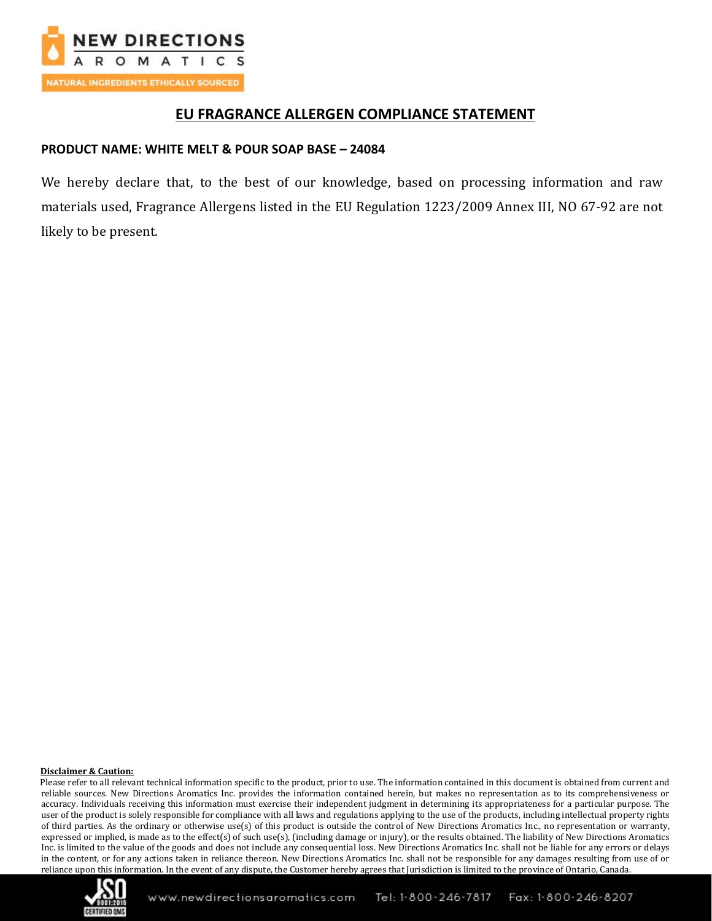## EU FRAGRANCE ALLERGEN COMPLIANCE STATEMENT

**PRODUCT NAME: WHITE MELT & POUR SOAP BASE – 24084**

We hereby declare that, to the best of our knowledge, based on processing information and raw materials used, Fragrance Allergens listed in the EU Regulation 1223/2009 Annex III, NO 67-92 are not likely to be present.

**Disclaimer & Caution:**

Please refer to all relevant technical information specific to the product, prior to use. The information contained in this document is obtained from current and reliable sources. New Directions Aromatics Inc. provides the information contained herein, but makes no representation as to its comprehensiveness or accuracy. Individuals receiving this information must exercise their independent judgment in determining its appropriateness for a particular purpose. The user of the product is solely responsible for compliance with all laws and regulations applying to the use of the products, including intellectual property rights of third parties. As the ordinary or otherwise use(s) of this product is outside the control of New Directions Aromatics Inc., no representation or warranty, expressed or implied, is made as to the effect(s) of such use(s), (including damage or injury), or the results obtained. The liability of New Directions Aromatics Inc. is limited to the value of the goods and does not include any consequential loss. New Directions Aromatics Inc. shall not be liable for any errors or delays in the content, or for any actions taken in reliance thereon. New Directions Aromatics Inc. shall not be responsible for any damages resulting from use of or reliance upon this information. In the event of any dispute, the Customer hereby agrees that Jurisdiction is limited to the province of Ontario, Canada.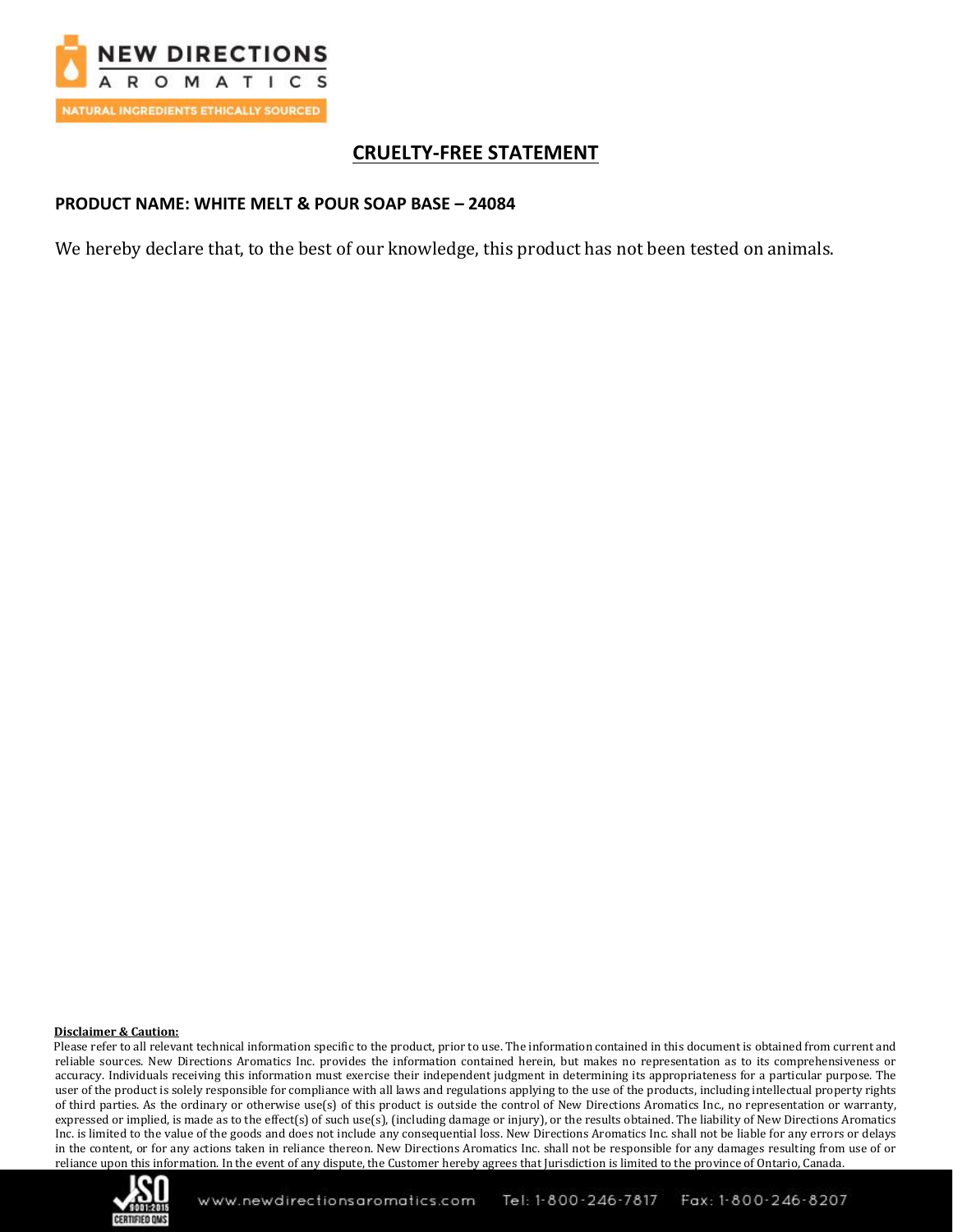# CRUELTY-FREE STATEMENT

**PRODUCT NAME: WHITE MELT & POUR SOAP BASE – 24084**

We hereby declare that, to the best of our knowledge, this product has not been tested on animals.

**Disclaimer & Caution:**

Please refer to all relevant technical information specific to the product, prior to use. The information contained in this document is obtained from current and reliable sources. New Directions Aromatics Inc. provides the information contained herein, but makes no representation as to its comprehensiveness or accuracy. Individuals receiving this information must exercise their independent judgment in determining its appropriateness for a particular purpose. The user of the product is solely responsible for compliance with all laws and regulations applying to the use of the products, including intellectual property rights of third parties. As the ordinary or otherwise use(s) of this product is outside the control of New Directions Aromatics Inc., no representation or warranty, expressed or implied, is made as to the effect(s) of such use(s), (including damage or injury), or the results obtained. The liability of New Directions Aromatics Inc. is limited to the value of the goods and does not include any consequential loss. New Directions Aromatics Inc. shall not be liable for any errors or delays in the content, or for any actions taken in reliance thereon. New Directions Aromatics Inc. shall not be responsible for any damages resulting from use of or reliance upon this information. In the event of any dispute, the Customer hereby agrees that Jurisdiction is limited to the province of Ontario, Canada.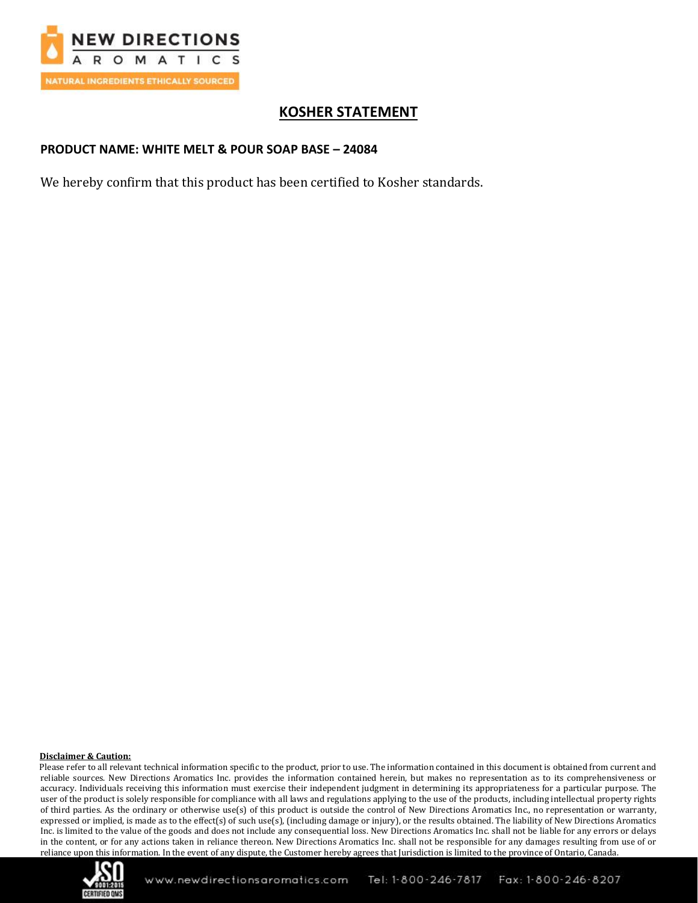# KOSHER STATEMENT

**PRODUCT NAME: WHITE MELT & POUR SOAP BASE – 24084**

We hereby confirm that this product has been certified to Kosher standards.

**Disclaimer & Caution:**

Please refer to all relevant technical information specific to the product, prior to use. The information contained in this document is obtained from current and reliable sources. New Directions Aromatics Inc. provides the information contained herein, but makes no representation as to its comprehensiveness or accuracy. Individuals receiving this information must exercise their independent judgment in determining its appropriateness for a particular purpose. The user of the product is solely responsible for compliance with all laws and regulations applying to the use of the products, including intellectual property rights of third parties. As the ordinary or otherwise use(s) of this product is outside the control of New Directions Aromatics Inc., no representation or warranty, expressed or implied, is made as to the effect(s) of such use(s), (including damage or injury), or the results obtained. The liability of New Directions Aromatics Inc. is limited to the value of the goods and does not include any consequential loss. New Directions Aromatics Inc. shall not be liable for any errors or delays in the content, or for any actions taken in reliance thereon. New Directions Aromatics Inc. shall not be responsible for any damages resulting from use of or reliance upon this information. In the event of any dispute, the Customer hereby agrees that Jurisdiction is limited to the province of Ontario, Canada.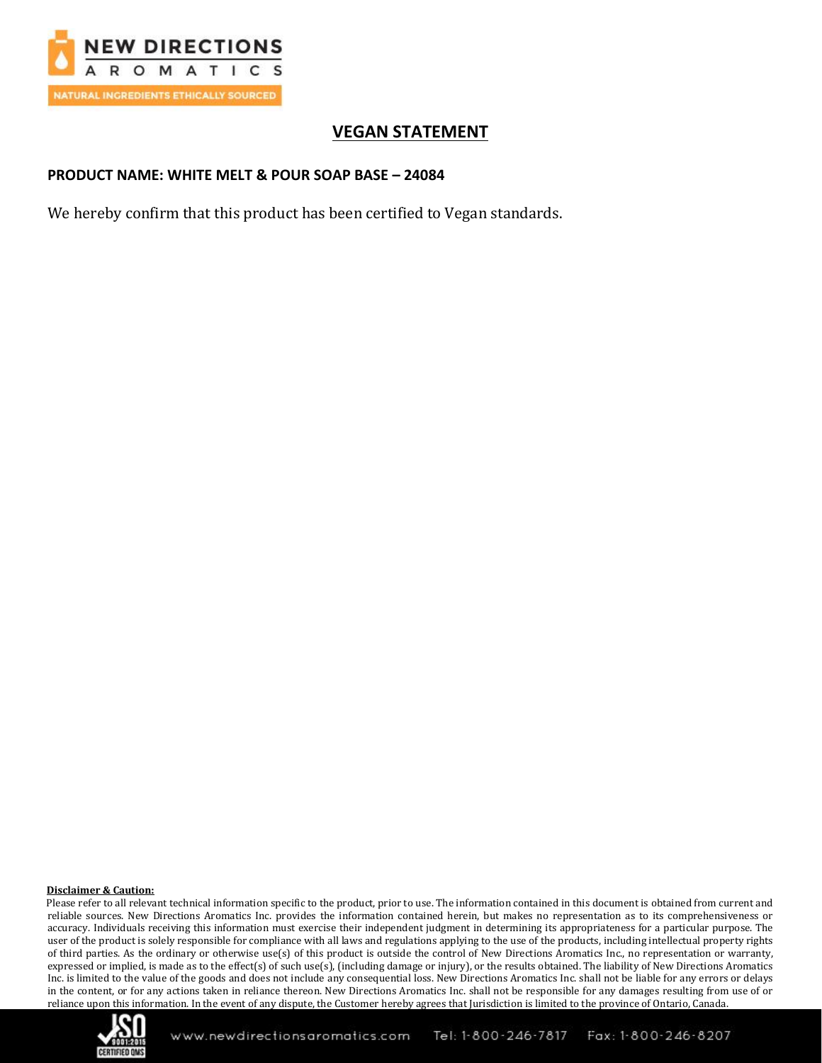# VEGAN STATEMENT

**PRODUCT NAME: WHITE MELT & POUR SOAP BASE – 24084**

We hereby confirm that this product has been certified to Vegan standards.

**Disclaimer & Caution:**

Please refer to all relevant technical information specific to the product, prior to use. The information contained in this document is obtained from current and reliable sources. New Directions Aromatics Inc. provides the information contained herein, but makes no representation as to its comprehensiveness or accuracy. Individuals receiving this information must exercise their independent judgment in determining its appropriateness for a particular purpose. The user of the product is solely responsible for compliance with all laws and regulations applying to the use of the products, including intellectual property rights of third parties. As the ordinary or otherwise use(s) of this product is outside the control of New Directions Aromatics Inc., no representation or warranty, expressed or implied, is made as to the effect(s) of such use(s), (including damage or injury), or the results obtained. The liability of New Directions Aromatics Inc. is limited to the value of the goods and does not include any consequential loss. New Directions Aromatics Inc. shall not be liable for any errors or delays in the content, or for any actions taken in reliance thereon. New Directions Aromatics Inc. shall not be responsible for any damages resulting from use of or reliance upon this information. In the event of any dispute, the Customer hereby agrees that Jurisdiction is limited to the province of Ontario, Canada.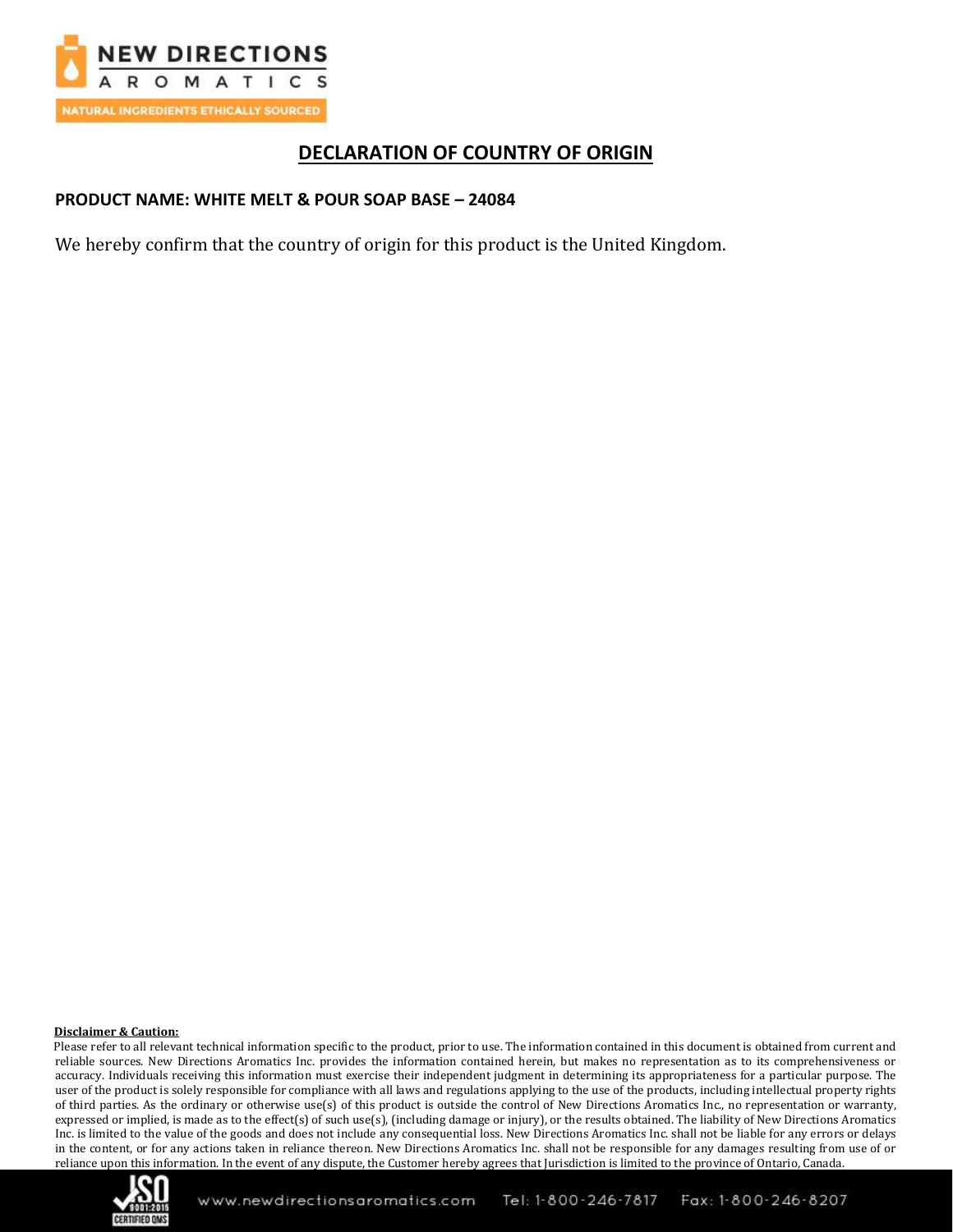# DECLARATION OF COUNTRY OF ORIGIN

**PRODUCT NAME: WHITE MELT & POUR SOAP BASE – 24084**

We hereby confirm that the country of origin for this product is the United Kingdom.

**Disclaimer & Caution:**

Please refer to all relevant technical information specific to the product, prior to use. The information contained in this document is obtained from current and reliable sources. New Directions Aromatics Inc. provides the information contained herein, but makes no representation as to its comprehensiveness or accuracy. Individuals receiving this information must exercise their independent judgment in determining its appropriateness for a particular purpose. The user of the product is solely responsible for compliance with all laws and regulations applying to the use of the products, including intellectual property rights of third parties. As the ordinary or otherwise use(s) of this product is outside the control of New Directions Aromatics Inc., no representation or warranty, expressed or implied, is made as to the effect(s) of such use(s), (including damage or injury), or the results obtained. The liability of New Directions Aromatics Inc. is limited to the value of the goods and does not include any consequential loss. New Directions Aromatics Inc. shall not be liable for any errors or delays in the content, or for any actions taken in reliance thereon. New Directions Aromatics Inc. shall not be responsible for any damages resulting from use of or reliance upon this information. In the event of any dispute, the Customer hereby agrees that Jurisdiction is limited to the province of Ontario, Canada.